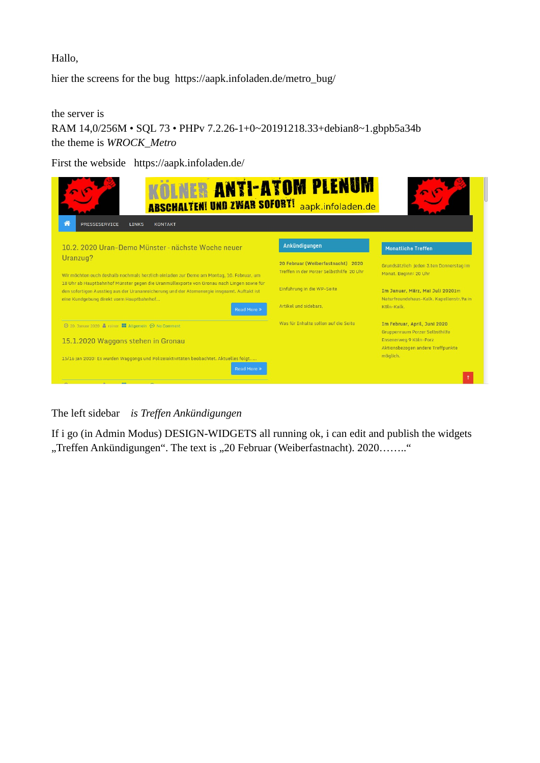Hallo,

hier the screens for the bug  https://aapk.infoladen.de/metro_bug/

the server is
RAM 14,0/256M • SQL 73 • PHPv 7.2.26-1+0~20191218.33+debian8~1.gbpb5a34b
the theme is *WROCK_Metro*

First the webside   https://aapk.infoladen.de/

The left sidebar    *is Treffen Ankündigungen*

If i go (in Admin Modus) DESIGN-WIDGETS all running ok, i can edit and publish the widgets „Treffen Ankündigungen“. The text is „20 Februar (Weiberfastnacht). 2020……..“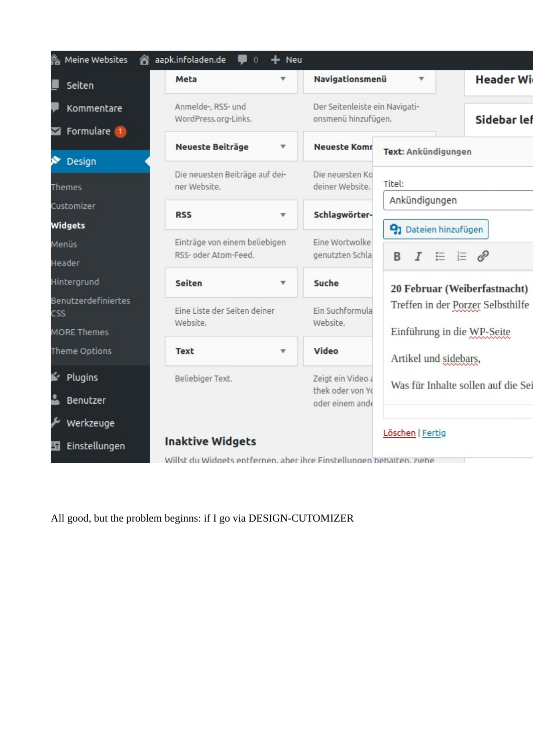Meine Websites | aapk.infoladen.de | 0 | + Neu

- Seiten
- Kommentare
- Formulare 1
- **Design**
  - Themes
  - Customizer
  - **Widgets**
  - Menüs
  - Header
  - Hintergrund
  - Benutzerdefiniertes CSS
  - MORE Themes
  - Theme Options
- Plugins
- Benutzer
- Werkzeuge
- Einstellungen

**Meta**

Anmelde-, RSS- und WordPress.org-Links.

**Navigationsmenü**

Der Seitenleiste ein Navigationsmenü hinzufügen.

**Neueste Beiträge**

Die neuesten Beiträge auf deiner Website.

**Neueste Komm**

Die neuesten Ko deiner Website.

**RSS**

Einträge von einem beliebigen RSS- oder Atom-Feed.

**Schlagwörter-**

Eine Wortwolke genutzten Schla

**Seiten**

Eine Liste der Seiten deiner Website.

**Suche**

Ein Suchformula Website.

**Text**

Beliebiger Text.

**Video**

Zeigt ein Video a thek oder von Yo oder einem ande

**Inaktive Widgets**

Willst du Widgets entfernen, aber ihre Einstellungen behalten, ziehe

**Header Wi**

**Sidebar lef**

**Text: Ankündigungen**

Titel:

Ankündigungen

Dateien hinzufügen

B *I*

**20 Februar (Weiberfastnacht)**
Treffen in der Porzer Selbsthilfe

Einführung in die WP-Seite

Artikel und sidebars,

Was für Inhalte sollen auf die Sei

Löschen | Fertig

All good, but the problem beginns: if I go via DESIGN-CUTOMIZER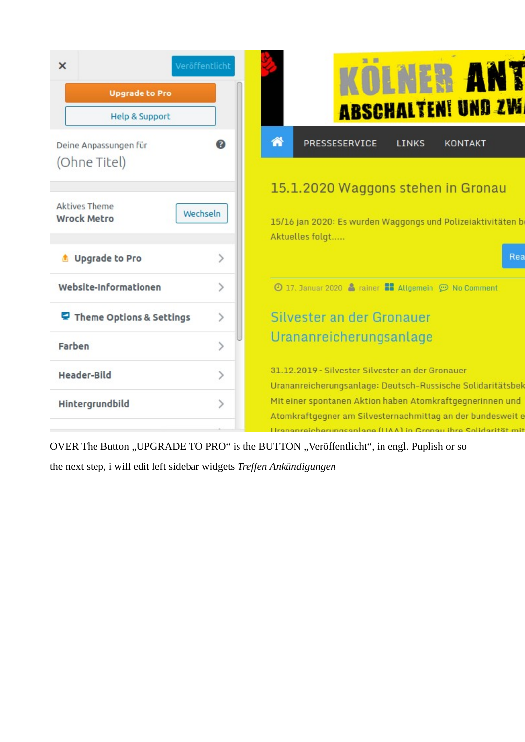OVER The Button „UPGRADE TO PRO“ is the BUTTON „Veröffentlicht“, in engl. Puplish or so

the next step, i will edit left sidebar widgets *Treffen Ankündigungen*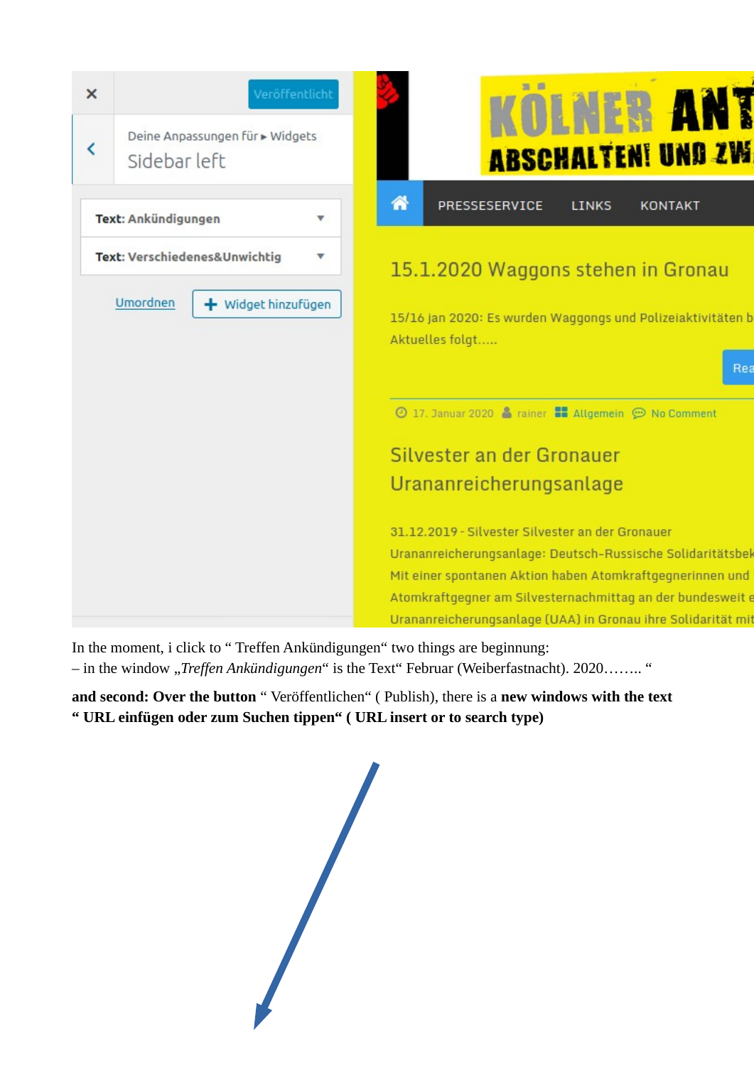In the moment, i click to " Treffen Ankündigungen" two things are beginnung:
– in the window „*Treffen Ankündigungen*" is the Text" Februar (Weiberfastnacht). 2020…….. "

**and second: Over the button** " Veröffentlichen" ( Publish), there is a **new windows with the text " URL einfügen oder zum Suchen tippen" ( URL insert or to search type)**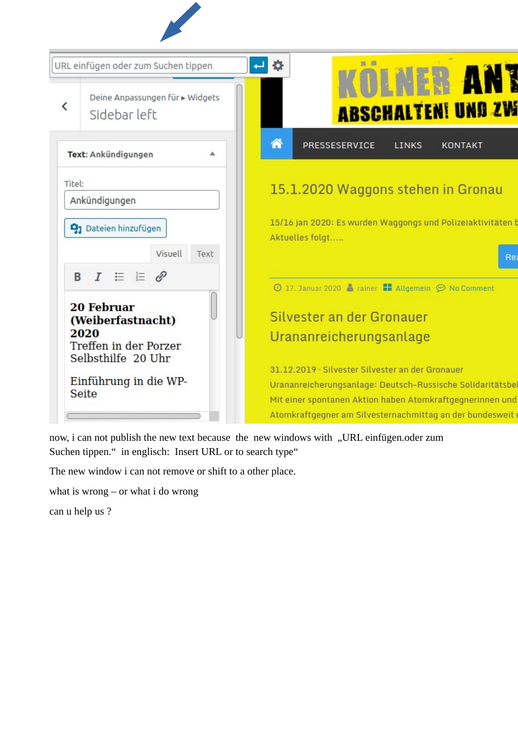URL einfügen oder zum Suchen tippen

Deine Anpassungen für ▸ Widgets

Sidebar left

**Text:** Ankündigungen

Titel:

Ankündigungen

Dateien hinzufügen

Visuell Text

**20 Februar (Weiberfastnacht) 2020**

Treffen in der Porzer Selbsthilfe 20 Uhr

Einführung in die WP-Seite

KÖLNER ANT

ABSCHALTEN! UND ZW

PRESSESERVICE LINKS KONTAKT

15.1.2020 Waggons stehen in Gronau

15/16 jan 2020: Es wurden Waggongs und Polizeiaktivitäten b

Aktuelles folgt.....

Rea

17. Januar 2020 rainer Allgemein No Comment

Silvester an der Gronauer Urananreicherungsanlage

31.12.2019 - Silvester Silvester an der Gronauer Urananreicherungsanlage: Deutsch-Russische Solidaritätsbe Mit einer spontanen Aktion haben Atomkraftgegnerinnen und Atomkraftgegner am Silvesternachmittag an der bundesweit

now, i can not publish the new text because the new windows with „URL einfügen.oder zum Suchen tippen.“ in englisch: Insert URL or to search type“

The new window i can not remove or shift to a other place.

what is wrong – or what i do wrong

can u help us ?